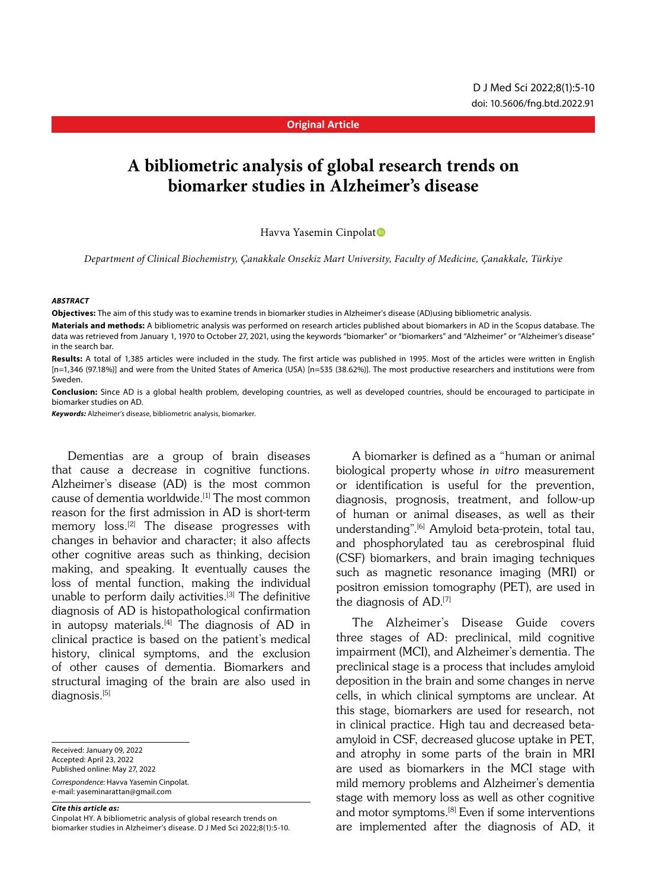Original Article

# A bibliometric analysis of global research trends on biomarker studies in Alzheimer's disease

Havva Yasemin Cinpolat

*Department of Clinical Biochemistry, Çanakkale Onsekiz Mart University, Faculty of Medicine, Çanakkale, Türkiye*

***ABSTRACT***

**Objectives:** The aim of this study was to examine trends in biomarker studies in Alzheimer's disease (AD)using bibliometric analysis.

**Materials and methods:** A bibliometric analysis was performed on research articles published about biomarkers in AD in the Scopus database. The data was retrieved from January 1, 1970 to October 27, 2021, using the keywords "biomarker" or "biomarkers" and "Alzheimer" or "Alzheimer's disease" in the search bar.

**Results:** A total of 1,385 articles were included in the study. The first article was published in 1995. Most of the articles were written in English [n=1,346 (97.18%)] and were from the United States of America (USA) [n=535 (38.62%)]. The most productive researchers and institutions were from Sweden.

**Conclusion:** Since AD is a global health problem, developing countries, as well as developed countries, should be encouraged to participate in biomarker studies on AD.

***Keywords:*** Alzheimer's disease, bibliometric analysis, biomarker.

Dementias are a group of brain diseases that cause a decrease in cognitive functions. Alzheimer's disease (AD) is the most common cause of dementia worldwide.[1] The most common reason for the first admission in AD is short-term memory loss.[2] The disease progresses with changes in behavior and character; it also affects other cognitive areas such as thinking, decision making, and speaking. It eventually causes the loss of mental function, making the individual unable to perform daily activities.[3] The definitive diagnosis of AD is histopathological confirmation in autopsy materials.[4] The diagnosis of AD in clinical practice is based on the patient's medical history, clinical symptoms, and the exclusion of other causes of dementia. Biomarkers and structural imaging of the brain are also used in diagnosis.[5]

A biomarker is defined as a "human or animal biological property whose *in vitro* measurement or identification is useful for the prevention, diagnosis, prognosis, treatment, and follow-up of human or animal diseases, as well as their understanding".[6] Amyloid beta-protein, total tau, and phosphorylated tau as cerebrospinal fluid (CSF) biomarkers, and brain imaging techniques such as magnetic resonance imaging (MRI) or positron emission tomography (PET), are used in the diagnosis of AD.[7]

The Alzheimer's Disease Guide covers three stages of AD: preclinical, mild cognitive impairment (MCI), and Alzheimer's dementia. The preclinical stage is a process that includes amyloid deposition in the brain and some changes in nerve cells, in which clinical symptoms are unclear. At this stage, biomarkers are used for research, not in clinical practice. High tau and decreased beta-amyloid in CSF, decreased glucose uptake in PET, and atrophy in some parts of the brain in MRI are used as biomarkers in the MCI stage with mild memory problems and Alzheimer's dementia stage with memory loss as well as other cognitive and motor symptoms.[8] Even if some interventions are implemented after the diagnosis of AD, it

Received: January 09, 2022
Accepted: April 23, 2022
Published online: May 27, 2022

*Correspondence:* Havva Yasemin Cinpolat.
e-mail: yaseminarattan@gmail.com

***Cite this article as:***

Cinpolat HY. A bibliometric analysis of global research trends on biomarker studies in Alzheimer's disease. D J Med Sci 2022;8(1):5-10.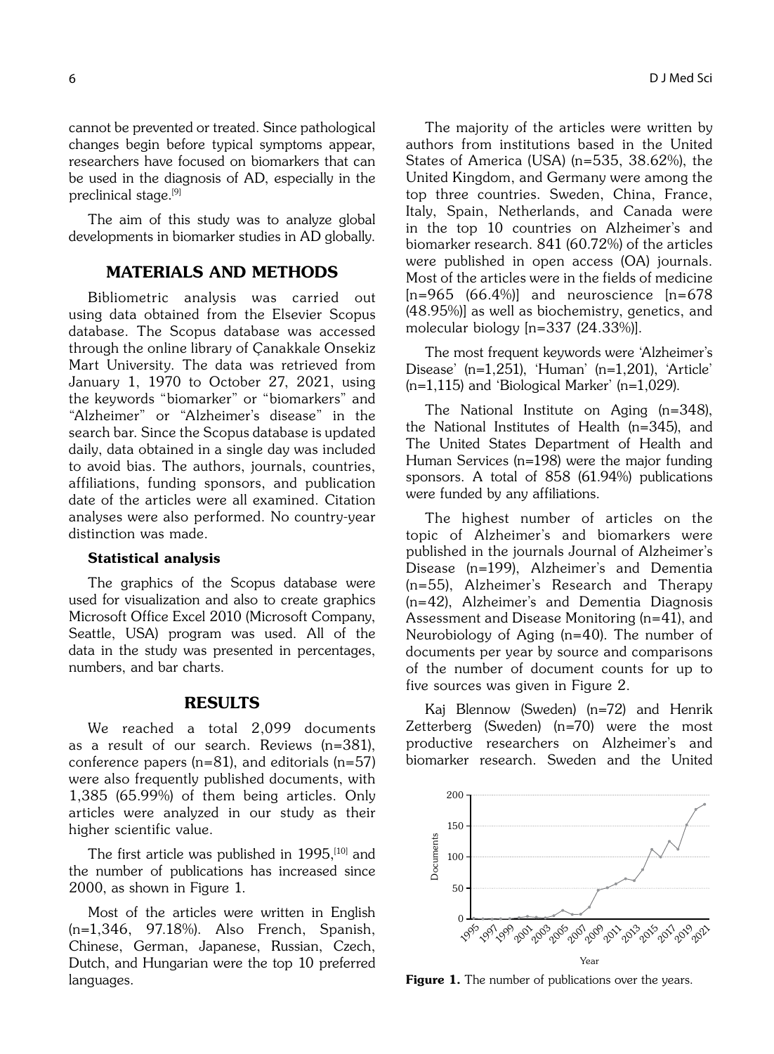cannot be prevented or treated. Since pathological changes begin before typical symptoms appear, researchers have focused on biomarkers that can be used in the diagnosis of AD, especially in the preclinical stage.[9]

The aim of this study was to analyze global developments in biomarker studies in AD globally.

## MATERIALS AND METHODS

Bibliometric analysis was carried out using data obtained from the Elsevier Scopus database. The Scopus database was accessed through the online library of Çanakkale Onsekiz Mart University. The data was retrieved from January 1, 1970 to October 27, 2021, using the keywords "biomarker" or "biomarkers" and "Alzheimer" or "Alzheimer's disease" in the search bar. Since the Scopus database is updated daily, data obtained in a single day was included to avoid bias. The authors, journals, countries, affiliations, funding sponsors, and publication date of the articles were all examined. Citation analyses were also performed. No country-year distinction was made.

### Statistical analysis

The graphics of the Scopus database were used for visualization and also to create graphics Microsoft Office Excel 2010 (Microsoft Company, Seattle, USA) program was used. All of the data in the study was presented in percentages, numbers, and bar charts.

## RESULTS

We reached a total 2,099 documents as a result of our search. Reviews (n=381), conference papers (n=81), and editorials (n=57) were also frequently published documents, with 1,385 (65.99%) of them being articles. Only articles were analyzed in our study as their higher scientific value.

The first article was published in 1995,[10] and the number of publications has increased since 2000, as shown in Figure 1.

Most of the articles were written in English (n=1,346, 97.18%). Also French, Spanish, Chinese, German, Japanese, Russian, Czech, Dutch, and Hungarian were the top 10 preferred languages.

The majority of the articles were written by authors from institutions based in the United States of America (USA) (n=535, 38.62%), the United Kingdom, and Germany were among the top three countries. Sweden, China, France, Italy, Spain, Netherlands, and Canada were in the top 10 countries on Alzheimer's and biomarker research. 841 (60.72%) of the articles were published in open access (OA) journals. Most of the articles were in the fields of medicine [n=965 (66.4%)] and neuroscience [n=678 (48.95%)] as well as biochemistry, genetics, and molecular biology [n=337 (24.33%)].

The most frequent keywords were 'Alzheimer's Disease' (n=1,251), 'Human' (n=1,201), 'Article' (n=1,115) and 'Biological Marker' (n=1,029).

The National Institute on Aging (n=348), the National Institutes of Health (n=345), and The United States Department of Health and Human Services (n=198) were the major funding sponsors. A total of 858 (61.94%) publications were funded by any affiliations.

The highest number of articles on the topic of Alzheimer's and biomarkers were published in the journals Journal of Alzheimer's Disease (n=199), Alzheimer's and Dementia (n=55), Alzheimer's Research and Therapy (n=42), Alzheimer's and Dementia Diagnosis Assessment and Disease Monitoring (n=41), and Neurobiology of Aging (n=40). The number of documents per year by source and comparisons of the number of document counts for up to five sources was given in Figure 2.

Kaj Blennow (Sweden) (n=72) and Henrik Zetterberg (Sweden) (n=70) were the most productive researchers on Alzheimer's and biomarker research. Sweden and the United

**Figure 1.** The number of publications over the years.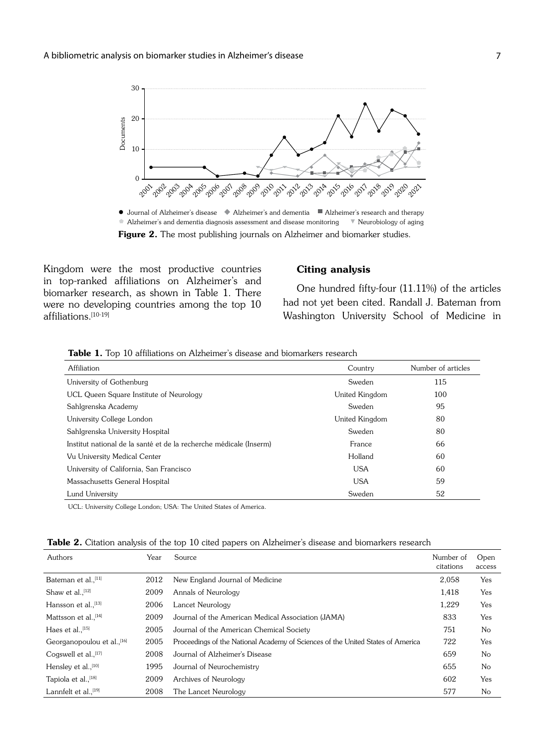Figure 2. The most publishing journals on Alzheimer and biomarker studies.

Kingdom were the most productive countries in top-ranked affiliations on Alzheimer's and biomarker research, as shown in Table 1. There were no developing countries among the top 10 affiliations.[10-19]

### Citing analysis

One hundred fifty-four (11.11%) of the articles had not yet been cited. Randall J. Bateman from Washington University School of Medicine in

**Table 1.** Top 10 affiliations on Alzheimer's disease and biomarkers research

| Affiliation | Country | Number of articles |
|---|---|---|
| University of Gothenburg | Sweden | 115 |
| UCL Queen Square Institute of Neurology | United Kingdom | 100 |
| Sahlgrenska Academy | Sweden | 95 |
| University College London | United Kingdom | 80 |
| Sahlgrenska University Hospital | Sweden | 80 |
| Institut national de la santé et de la recherche médicale (Inserm) | France | 66 |
| Vu University Medical Center | Holland | 60 |
| University of California, San Francisco | USA | 60 |
| Massachusetts General Hospital | USA | 59 |
| Lund University | Sweden | 52 |

UCL: University College London; USA: The United States of America.

**Table 2.** Citation analysis of the top 10 cited papers on Alzheimer's disease and biomarkers research

| Authors | Year | Source | Number of citations | Open access |
|---|---|---|---|---|
| Bateman et al.,[11] | 2012 | New England Journal of Medicine | 2,058 | Yes |
| Shaw et al.,[12] | 2009 | Annals of Neurology | 1,418 | Yes |
| Hansson et al.,[13] | 2006 | Lancet Neurology | 1,229 | Yes |
| Mattsson et al.,[14] | 2009 | Journal of the American Medical Association (JAMA) | 833 | Yes |
| Haes et al.,[15] | 2005 | Journal of the American Chemical Society | 751 | No |
| Georganopoulou et al.,[16] | 2005 | Proceedings of the National Academy of Sciences of the United States of America | 722 | Yes |
| Cogswell et al.,[17] | 2008 | Journal of Alzheimer's Disease | 659 | No |
| Hensley et al.,[10] | 1995 | Journal of Neurochemistry | 655 | No |
| Tapiola et al.,[18] | 2009 | Archives of Neurology | 602 | Yes |
| Lannfelt et al.,[19] | 2008 | The Lancet Neurology | 577 | No |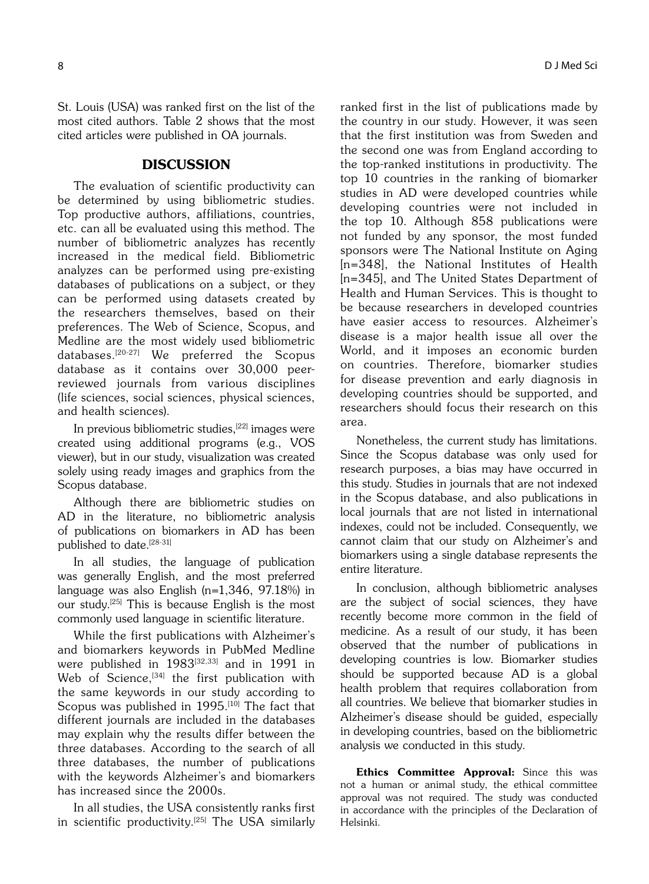St. Louis (USA) was ranked first on the list of the most cited authors. Table 2 shows that the most cited articles were published in OA journals.

## DISCUSSION

The evaluation of scientific productivity can be determined by using bibliometric studies. Top productive authors, affiliations, countries, etc. can all be evaluated using this method. The number of bibliometric analyzes has recently increased in the medical field. Bibliometric analyzes can be performed using pre-existing databases of publications on a subject, or they can be performed using datasets created by the researchers themselves, based on their preferences. The Web of Science, Scopus, and Medline are the most widely used bibliometric databases.[20-27] We preferred the Scopus database as it contains over 30,000 peer-reviewed journals from various disciplines (life sciences, social sciences, physical sciences, and health sciences).

In previous bibliometric studies,[22] images were created using additional programs (e.g., VOS viewer), but in our study, visualization was created solely using ready images and graphics from the Scopus database.

Although there are bibliometric studies on AD in the literature, no bibliometric analysis of publications on biomarkers in AD has been published to date.[28-31]

In all studies, the language of publication was generally English, and the most preferred language was also English (n=1,346, 97.18%) in our study.[25] This is because English is the most commonly used language in scientific literature.

While the first publications with Alzheimer's and biomarkers keywords in PubMed Medline were published in 1983[32,33] and in 1991 in Web of Science,[34] the first publication with the same keywords in our study according to Scopus was published in 1995.[10] The fact that different journals are included in the databases may explain why the results differ between the three databases. According to the search of all three databases, the number of publications with the keywords Alzheimer's and biomarkers has increased since the 2000s.

In all studies, the USA consistently ranks first in scientific productivity.[25] The USA similarly ranked first in the list of publications made by the country in our study. However, it was seen that the first institution was from Sweden and the second one was from England according to the top-ranked institutions in productivity. The top 10 countries in the ranking of biomarker studies in AD were developed countries while developing countries were not included in the top 10. Although 858 publications were not funded by any sponsor, the most funded sponsors were The National Institute on Aging [n=348], the National Institutes of Health [n=345], and The United States Department of Health and Human Services. This is thought to be because researchers in developed countries have easier access to resources. Alzheimer's disease is a major health issue all over the World, and it imposes an economic burden on countries. Therefore, biomarker studies for disease prevention and early diagnosis in developing countries should be supported, and researchers should focus their research on this area.

Nonetheless, the current study has limitations. Since the Scopus database was only used for research purposes, a bias may have occurred in this study. Studies in journals that are not indexed in the Scopus database, and also publications in local journals that are not listed in international indexes, could not be included. Consequently, we cannot claim that our study on Alzheimer's and biomarkers using a single database represents the entire literature.

In conclusion, although bibliometric analyses are the subject of social sciences, they have recently become more common in the field of medicine. As a result of our study, it has been observed that the number of publications in developing countries is low. Biomarker studies should be supported because AD is a global health problem that requires collaboration from all countries. We believe that biomarker studies in Alzheimer's disease should be guided, especially in developing countries, based on the bibliometric analysis we conducted in this study.

**Ethics Committee Approval:** Since this was not a human or animal study, the ethical committee approval was not required. The study was conducted in accordance with the principles of the Declaration of Helsinki.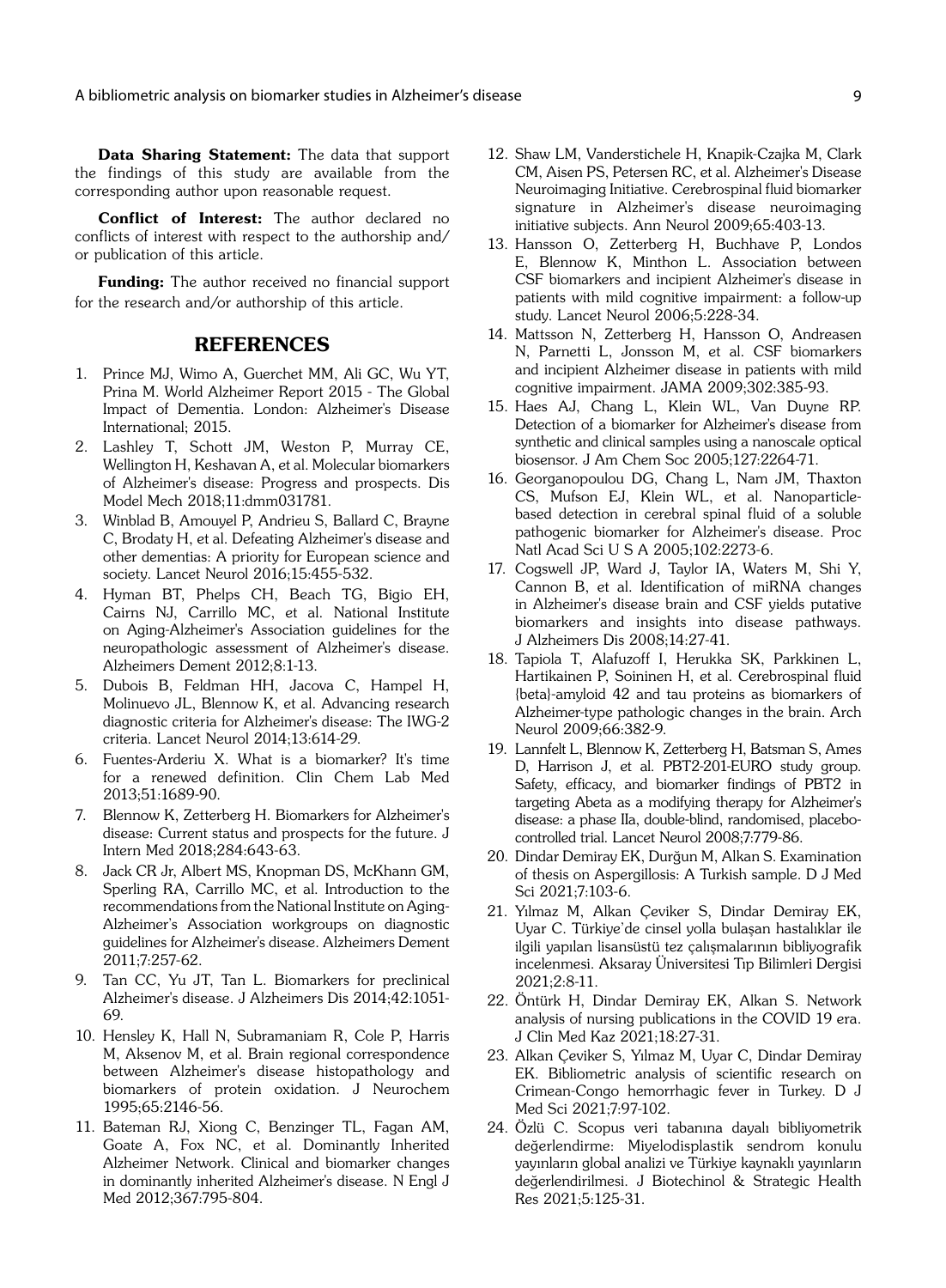**Data Sharing Statement:** The data that support the findings of this study are available from the corresponding author upon reasonable request.

**Conflict of Interest:** The author declared no conflicts of interest with respect to the authorship and/or publication of this article.

**Funding:** The author received no financial support for the research and/or authorship of this article.

## REFERENCES

1. Prince MJ, Wimo A, Guerchet MM, Ali GC, Wu YT, Prina M. World Alzheimer Report 2015 - The Global Impact of Dementia. London: Alzheimer's Disease International; 2015.
2. Lashley T, Schott JM, Weston P, Murray CE, Wellington H, Keshavan A, et al. Molecular biomarkers of Alzheimer's disease: Progress and prospects. Dis Model Mech 2018;11:dmm031781.
3. Winblad B, Amouyel P, Andrieu S, Ballard C, Brayne C, Brodaty H, et al. Defeating Alzheimer's disease and other dementias: A priority for European science and society. Lancet Neurol 2016;15:455-532.
4. Hyman BT, Phelps CH, Beach TG, Bigio EH, Cairns NJ, Carrillo MC, et al. National Institute on Aging-Alzheimer's Association guidelines for the neuropathologic assessment of Alzheimer's disease. Alzheimers Dement 2012;8:1-13.
5. Dubois B, Feldman HH, Jacova C, Hampel H, Molinuevo JL, Blennow K, et al. Advancing research diagnostic criteria for Alzheimer's disease: The IWG-2 criteria. Lancet Neurol 2014;13:614-29.
6. Fuentes-Arderiu X. What is a biomarker? It's time for a renewed definition. Clin Chem Lab Med 2013;51:1689-90.
7. Blennow K, Zetterberg H. Biomarkers for Alzheimer's disease: Current status and prospects for the future. J Intern Med 2018;284:643-63.
8. Jack CR Jr, Albert MS, Knopman DS, McKhann GM, Sperling RA, Carrillo MC, et al. Introduction to the recommendations from the National Institute on Aging-Alzheimer's Association workgroups on diagnostic guidelines for Alzheimer's disease. Alzheimers Dement 2011;7:257-62.
9. Tan CC, Yu JT, Tan L. Biomarkers for preclinical Alzheimer's disease. J Alzheimers Dis 2014;42:1051-69.
10. Hensley K, Hall N, Subramaniam R, Cole P, Harris M, Aksenov M, et al. Brain regional correspondence between Alzheimer's disease histopathology and biomarkers of protein oxidation. J Neurochem 1995;65:2146-56.
11. Bateman RJ, Xiong C, Benzinger TL, Fagan AM, Goate A, Fox NC, et al. Dominantly Inherited Alzheimer Network. Clinical and biomarker changes in dominantly inherited Alzheimer's disease. N Engl J Med 2012;367:795-804.
12. Shaw LM, Vanderstichele H, Knapik-Czajka M, Clark CM, Aisen PS, Petersen RC, et al. Alzheimer's Disease Neuroimaging Initiative. Cerebrospinal fluid biomarker signature in Alzheimer's disease neuroimaging initiative subjects. Ann Neurol 2009;65:403-13.
13. Hansson O, Zetterberg H, Buchhave P, Londos E, Blennow K, Minthon L. Association between CSF biomarkers and incipient Alzheimer's disease in patients with mild cognitive impairment: a follow-up study. Lancet Neurol 2006;5:228-34.
14. Mattsson N, Zetterberg H, Hansson O, Andreasen N, Parnetti L, Jonsson M, et al. CSF biomarkers and incipient Alzheimer disease in patients with mild cognitive impairment. JAMA 2009;302:385-93.
15. Haes AJ, Chang L, Klein WL, Van Duyne RP. Detection of a biomarker for Alzheimer's disease from synthetic and clinical samples using a nanoscale optical biosensor. J Am Chem Soc 2005;127:2264-71.
16. Georganopoulou DG, Chang L, Nam JM, Thaxton CS, Mufson EJ, Klein WL, et al. Nanoparticle-based detection in cerebral spinal fluid of a soluble pathogenic biomarker for Alzheimer's disease. Proc Natl Acad Sci U S A 2005;102:2273-6.
17. Cogswell JP, Ward J, Taylor IA, Waters M, Shi Y, Cannon B, et al. Identification of miRNA changes in Alzheimer's disease brain and CSF yields putative biomarkers and insights into disease pathways. J Alzheimers Dis 2008;14:27-41.
18. Tapiola T, Alafuzoff I, Herukka SK, Parkkinen L, Hartikainen P, Soininen H, et al. Cerebrospinal fluid {beta}-amyloid 42 and tau proteins as biomarkers of Alzheimer-type pathologic changes in the brain. Arch Neurol 2009;66:382-9.
19. Lannfelt L, Blennow K, Zetterberg H, Batsman S, Ames D, Harrison J, et al. PBT2-201-EURO study group. Safety, efficacy, and biomarker findings of PBT2 in targeting Abeta as a modifying therapy for Alzheimer's disease: a phase IIa, double-blind, randomised, placebo-controlled trial. Lancet Neurol 2008;7:779-86.
20. Dindar Demiray EK, Durğun M, Alkan S. Examination of thesis on Aspergillosis: A Turkish sample. D J Med Sci 2021;7:103-6.
21. Yılmaz M, Alkan Çeviker S, Dindar Demiray EK, Uyar C. Türkiye`de cinsel yolla bulaşan hastalıklar ile ilgili yapılan lisansüstü tez çalışmalarının bibliyografik incelenmesi. Aksaray Üniversitesi Tıp Bilimleri Dergisi 2021;2:8-11.
22. Öntürk H, Dindar Demiray EK, Alkan S. Network analysis of nursing publications in the COVID 19 era. J Clin Med Kaz 2021;18:27-31.
23. Alkan Çeviker S, Yılmaz M, Uyar C, Dindar Demiray EK. Bibliometric analysis of scientific research on Crimean-Congo hemorrhagic fever in Turkey. D J Med Sci 2021;7:97-102.
24. Özlü C. Scopus veri tabanına dayalı bibliyometrik değerlendirme: Miyelodisplastik sendrom konulu yayınların global analizi ve Türkiye kaynaklı yayınların değerlendirilmesi. J Biotechinol & Strategic Health Res 2021;5:125-31.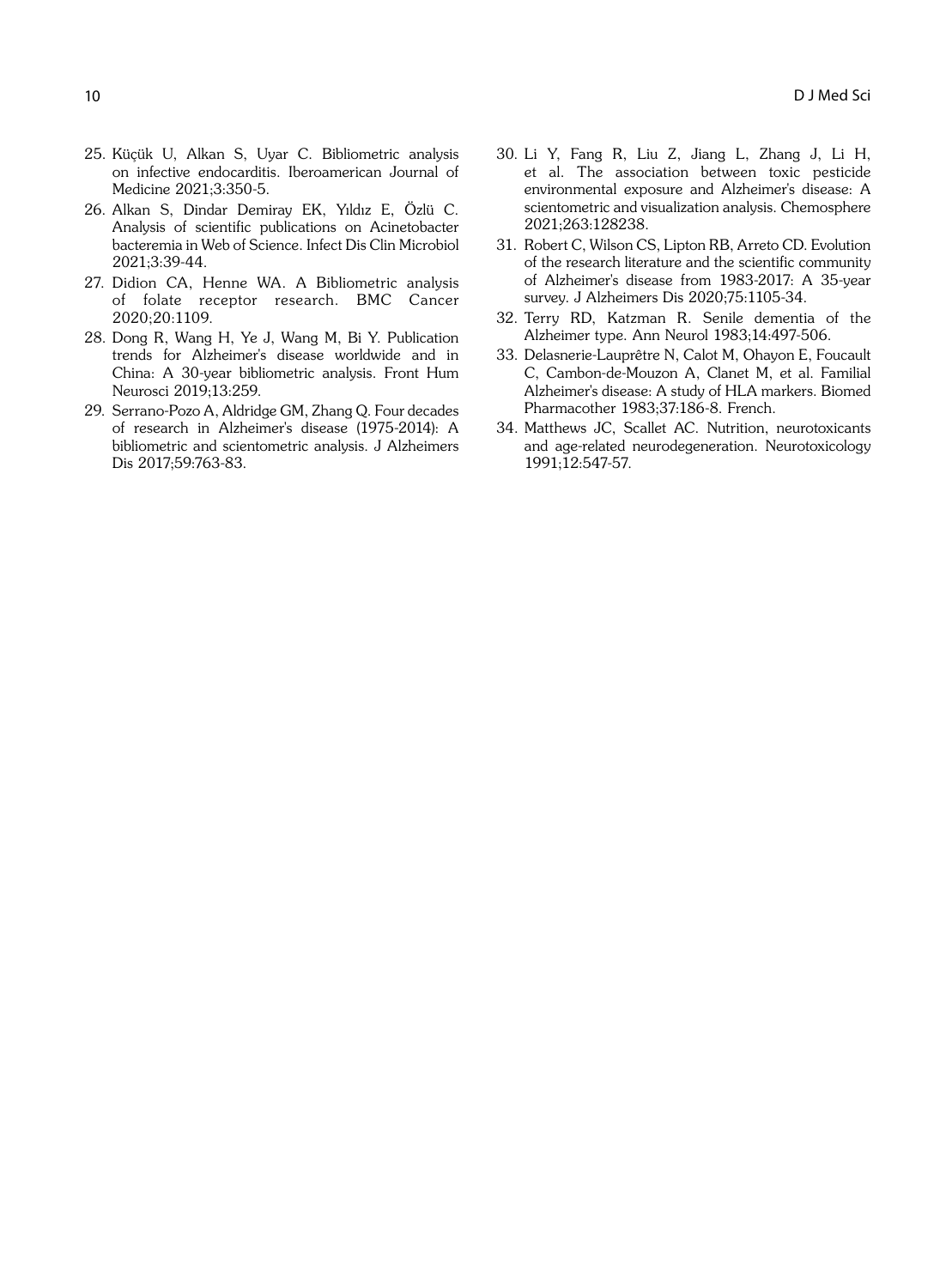25. Küçük U, Alkan S, Uyar C. Bibliometric analysis on infective endocarditis. Iberoamerican Journal of Medicine 2021;3:350-5.
26. Alkan S, Dindar Demiray EK, Yıldız E, Özlü C. Analysis of scientific publications on Acinetobacter bacteremia in Web of Science. Infect Dis Clin Microbiol 2021;3:39-44.
27. Didion CA, Henne WA. A Bibliometric analysis of folate receptor research. BMC Cancer 2020;20:1109.
28. Dong R, Wang H, Ye J, Wang M, Bi Y. Publication trends for Alzheimer's disease worldwide and in China: A 30-year bibliometric analysis. Front Hum Neurosci 2019;13:259.
29. Serrano-Pozo A, Aldridge GM, Zhang Q. Four decades of research in Alzheimer's disease (1975-2014): A bibliometric and scientometric analysis. J Alzheimers Dis 2017;59:763-83.
30. Li Y, Fang R, Liu Z, Jiang L, Zhang J, Li H, et al. The association between toxic pesticide environmental exposure and Alzheimer's disease: A scientometric and visualization analysis. Chemosphere 2021;263:128238.
31. Robert C, Wilson CS, Lipton RB, Arreto CD. Evolution of the research literature and the scientific community of Alzheimer's disease from 1983-2017: A 35-year survey. J Alzheimers Dis 2020;75:1105-34.
32. Terry RD, Katzman R. Senile dementia of the Alzheimer type. Ann Neurol 1983;14:497-506.
33. Delasnerie-Lauprêtre N, Calot M, Ohayon E, Foucault C, Cambon-de-Mouzon A, Clanet M, et al. Familial Alzheimer's disease: A study of HLA markers. Biomed Pharmacother 1983;37:186-8. French.
34. Matthews JC, Scallet AC. Nutrition, neurotoxicants and age-related neurodegeneration. Neurotoxicology 1991;12:547-57.